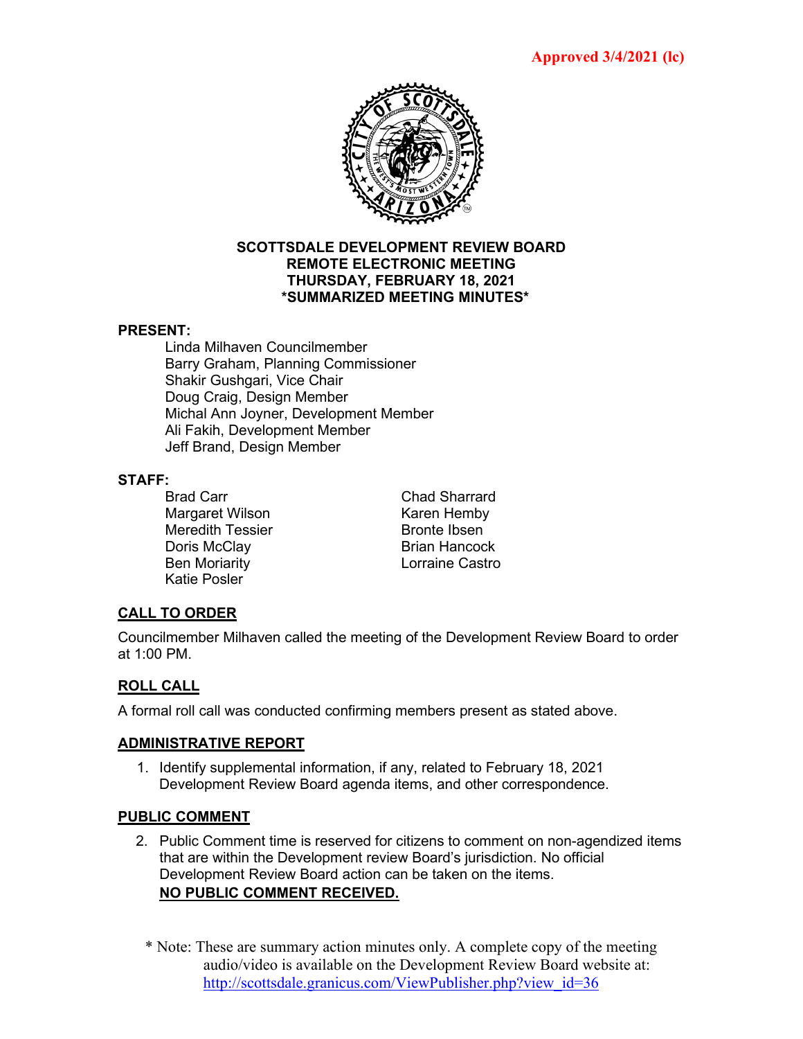Approved 3/4/2021 (lc)

**SCOTTSDALE DEVELOPMENT REVIEW BOARD**
**REMOTE ELECTRONIC MEETING**
**THURSDAY, FEBRUARY 18, 2021**
***SUMMARIZED MEETING MINUTES***

**PRESENT:**

Linda Milhaven Councilmember
Barry Graham, Planning Commissioner
Shakir Gushgari, Vice Chair
Doug Craig, Design Member
Michal Ann Joyner, Development Member
Ali Fakih, Development Member
Jeff Brand, Design Member

**STAFF:**

Brad Carr
Margaret Wilson
Meredith Tessier
Doris McClay
Ben Moriarity
Katie Posler
Chad Sharrard
Karen Hemby
Bronte Ibsen
Brian Hancock
Lorraine Castro

## CALL TO ORDER

Councilmember Milhaven called the meeting of the Development Review Board to order at 1:00 PM.

## ROLL CALL

A formal roll call was conducted confirming members present as stated above.

## ADMINISTRATIVE REPORT

1. Identify supplemental information, if any, related to February 18, 2021 Development Review Board agenda items, and other correspondence.

## PUBLIC COMMENT

2. Public Comment time is reserved for citizens to comment on non-agendized items that are within the Development review Board's jurisdiction. No official Development Review Board action can be taken on the items.
   **NO PUBLIC COMMENT RECEIVED.**

* Note: These are summary action minutes only. A complete copy of the meeting audio/video is available on the Development Review Board website at: http://scottsdale.granicus.com/ViewPublisher.php?view_id=36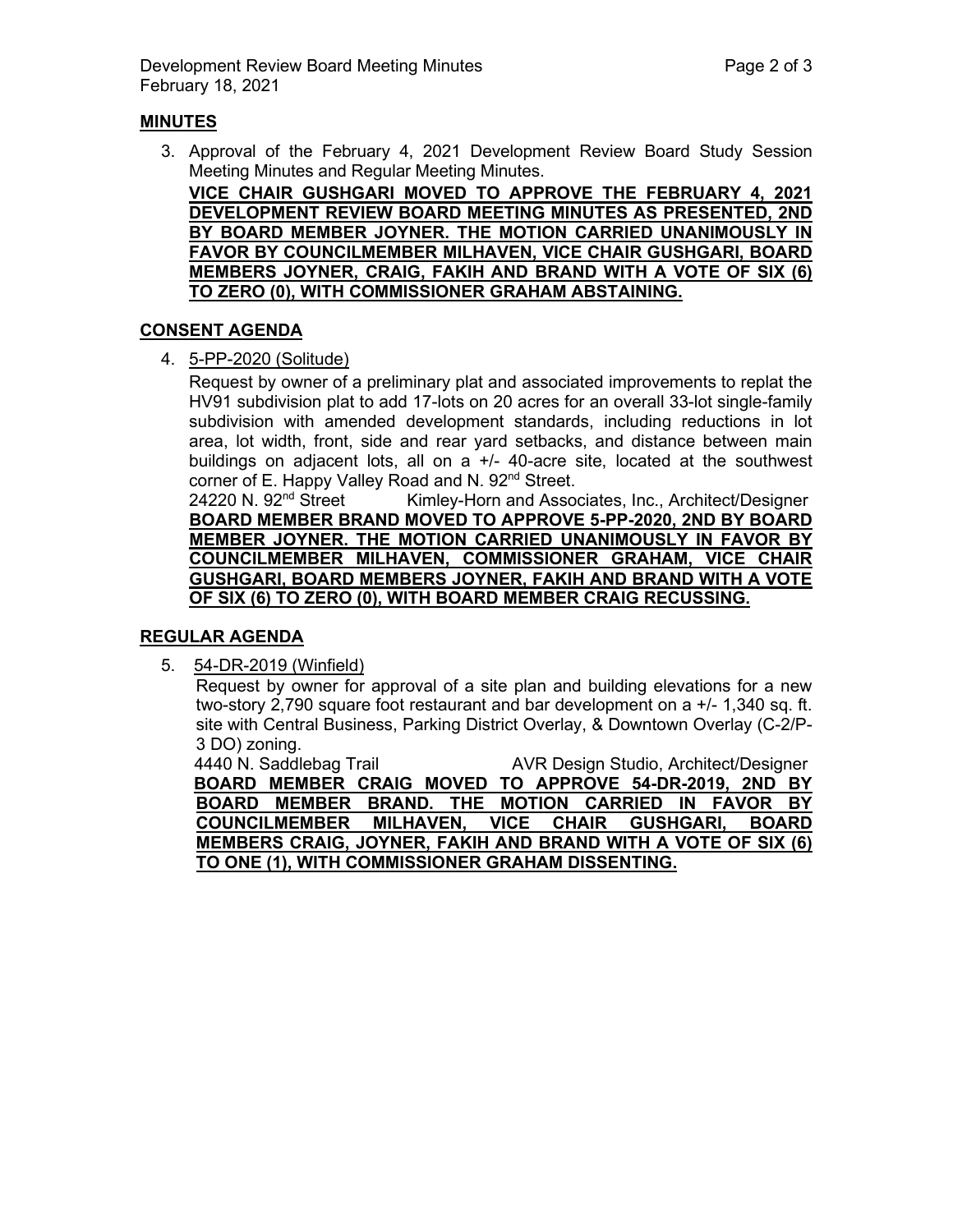## MINUTES

3. Approval of the February 4, 2021 Development Review Board Study Session Meeting Minutes and Regular Meeting Minutes.

   **VICE CHAIR GUSHGARI MOVED TO APPROVE THE FEBRUARY 4, 2021 DEVELOPMENT REVIEW BOARD MEETING MINUTES AS PRESENTED, 2ND BY BOARD MEMBER JOYNER. THE MOTION CARRIED UNANIMOUSLY IN FAVOR BY COUNCILMEMBER MILHAVEN, VICE CHAIR GUSHGARI, BOARD MEMBERS JOYNER, CRAIG, FAKIH AND BRAND WITH A VOTE OF SIX (6) TO ZERO (0), WITH COMMISSIONER GRAHAM ABSTAINING.**

## CONSENT AGENDA

4. 5-PP-2020 (Solitude)

   Request by owner of a preliminary plat and associated improvements to replat the HV91 subdivision plat to add 17-lots on 20 acres for an overall 33-lot single-family subdivision with amended development standards, including reductions in lot area, lot width, front, side and rear yard setbacks, and distance between main buildings on adjacent lots, all on a +/- 40-acre site, located at the southwest corner of E. Happy Valley Road and N. 92nd Street.

   24220 N. 92nd Street    Kimley-Horn and Associates, Inc., Architect/Designer

   **BOARD MEMBER BRAND MOVED TO APPROVE 5-PP-2020, 2ND BY BOARD MEMBER JOYNER. THE MOTION CARRIED UNANIMOUSLY IN FAVOR BY COUNCILMEMBER MILHAVEN, COMMISSIONER GRAHAM, VICE CHAIR GUSHGARI, BOARD MEMBERS JOYNER, FAKIH AND BRAND WITH A VOTE OF SIX (6) TO ZERO (0), WITH BOARD MEMBER CRAIG RECUSSING.**

## REGULAR AGENDA

5. 54-DR-2019 (Winfield)

   Request by owner for approval of a site plan and building elevations for a new two-story 2,790 square foot restaurant and bar development on a +/- 1,340 sq. ft. site with Central Business, Parking District Overlay, & Downtown Overlay (C-2/P-3 DO) zoning.

   4440 N. Saddlebag Trail    AVR Design Studio, Architect/Designer

   **BOARD MEMBER CRAIG MOVED TO APPROVE 54-DR-2019, 2ND BY BOARD MEMBER BRAND. THE MOTION CARRIED IN FAVOR BY COUNCILMEMBER MILHAVEN, VICE CHAIR GUSHGARI, BOARD MEMBERS CRAIG, JOYNER, FAKIH AND BRAND WITH A VOTE OF SIX (6) TO ONE (1), WITH COMMISSIONER GRAHAM DISSENTING.**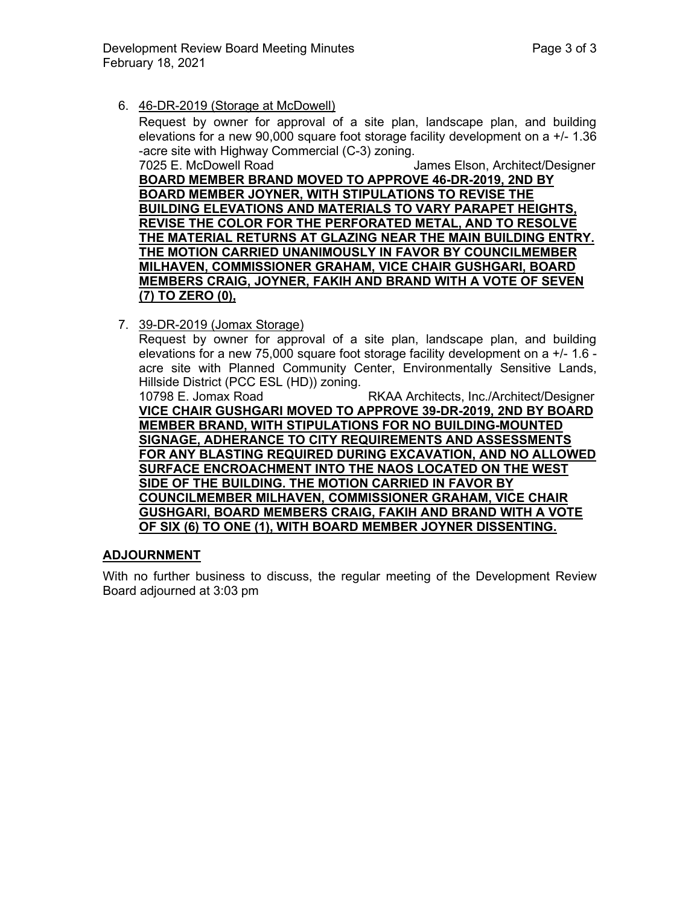6. 46-DR-2019 (Storage at McDowell)

   Request by owner for approval of a site plan, landscape plan, and building elevations for a new 90,000 square foot storage facility development on a +/- 1.36 -acre site with Highway Commercial (C-3) zoning.

   7025 E. McDowell Road James Elson, Architect/Designer

   **BOARD MEMBER BRAND MOVED TO APPROVE 46-DR-2019, 2ND BY BOARD MEMBER JOYNER, WITH STIPULATIONS TO REVISE THE BUILDING ELEVATIONS AND MATERIALS TO VARY PARAPET HEIGHTS, REVISE THE COLOR FOR THE PERFORATED METAL, AND TO RESOLVE THE MATERIAL RETURNS AT GLAZING NEAR THE MAIN BUILDING ENTRY. THE MOTION CARRIED UNANIMOUSLY IN FAVOR BY COUNCILMEMBER MILHAVEN, COMMISSIONER GRAHAM, VICE CHAIR GUSHGARI, BOARD MEMBERS CRAIG, JOYNER, FAKIH AND BRAND WITH A VOTE OF SEVEN (7) TO ZERO (0),**

7. 39-DR-2019 (Jomax Storage)

   Request by owner for approval of a site plan, landscape plan, and building elevations for a new 75,000 square foot storage facility development on a +/- 1.6 -acre site with Planned Community Center, Environmentally Sensitive Lands, Hillside District (PCC ESL (HD)) zoning.

   10798 E. Jomax Road RKAA Architects, Inc./Architect/Designer

   **VICE CHAIR GUSHGARI MOVED TO APPROVE 39-DR-2019, 2ND BY BOARD MEMBER BRAND, WITH STIPULATIONS FOR NO BUILDING-MOUNTED SIGNAGE, ADHERANCE TO CITY REQUIREMENTS AND ASSESSMENTS FOR ANY BLASTING REQUIRED DURING EXCAVATION, AND NO ALLOWED SURFACE ENCROACHMENT INTO THE NAOS LOCATED ON THE WEST SIDE OF THE BUILDING. THE MOTION CARRIED IN FAVOR BY COUNCILMEMBER MILHAVEN, COMMISSIONER GRAHAM, VICE CHAIR GUSHGARI, BOARD MEMBERS CRAIG, FAKIH AND BRAND WITH A VOTE OF SIX (6) TO ONE (1), WITH BOARD MEMBER JOYNER DISSENTING.**

## ADJOURNMENT

With no further business to discuss, the regular meeting of the Development Review Board adjourned at 3:03 pm